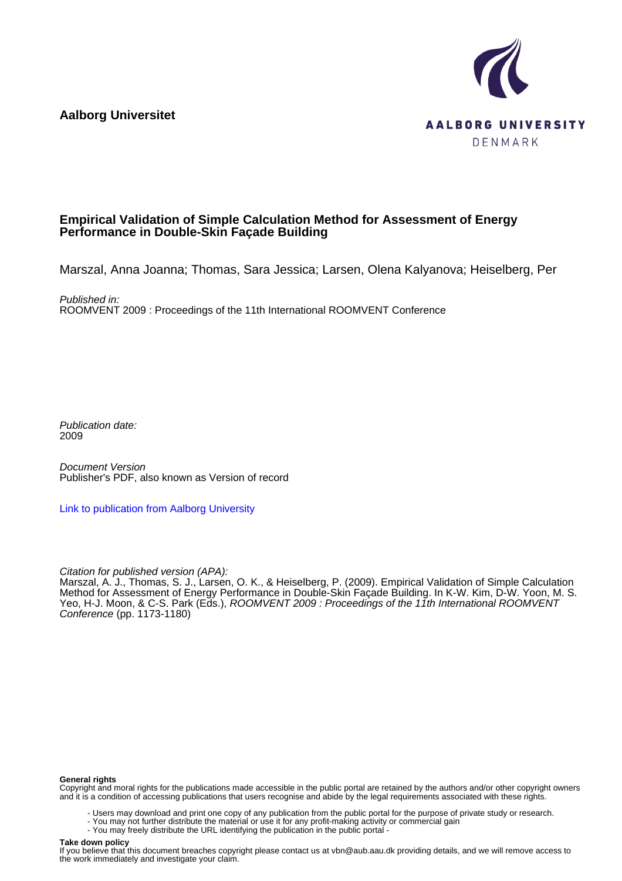**Aalborg Universitet**

AALBORG UNIVERSITY
DENMARK

# Empirical Validation of Simple Calculation Method for Assessment of Energy Performance in Double-Skin Façade Building

Marszal, Anna Joanna; Thomas, Sara Jessica; Larsen, Olena Kalyanova; Heiselberg, Per

*Published in:*
ROOMVENT 2009 : Proceedings of the 11th International ROOMVENT Conference

*Publication date:*
2009

*Document Version*
Publisher's PDF, also known as Version of record

Link to publication from Aalborg University

*Citation for published version (APA):*
Marszal, A. J., Thomas, S. J., Larsen, O. K., & Heiselberg, P. (2009). Empirical Validation of Simple Calculation Method for Assessment of Energy Performance in Double-Skin Façade Building. In K-W. Kim, D-W. Yoon, M. S. Yeo, H-J. Moon, & C-S. Park (Eds.), *ROOMVENT 2009 : Proceedings of the 11th International ROOMVENT Conference* (pp. 1173-1180)

**General rights**
Copyright and moral rights for the publications made accessible in the public portal are retained by the authors and/or other copyright owners and it is a condition of accessing publications that users recognise and abide by the legal requirements associated with these rights.

- Users may download and print one copy of any publication from the public portal for the purpose of private study or research.
- You may not further distribute the material or use it for any profit-making activity or commercial gain
- You may freely distribute the URL identifying the publication in the public portal -

**Take down policy**
If you believe that this document breaches copyright please contact us at vbn@aub.aau.dk providing details, and we will remove access to the work immediately and investigate your claim.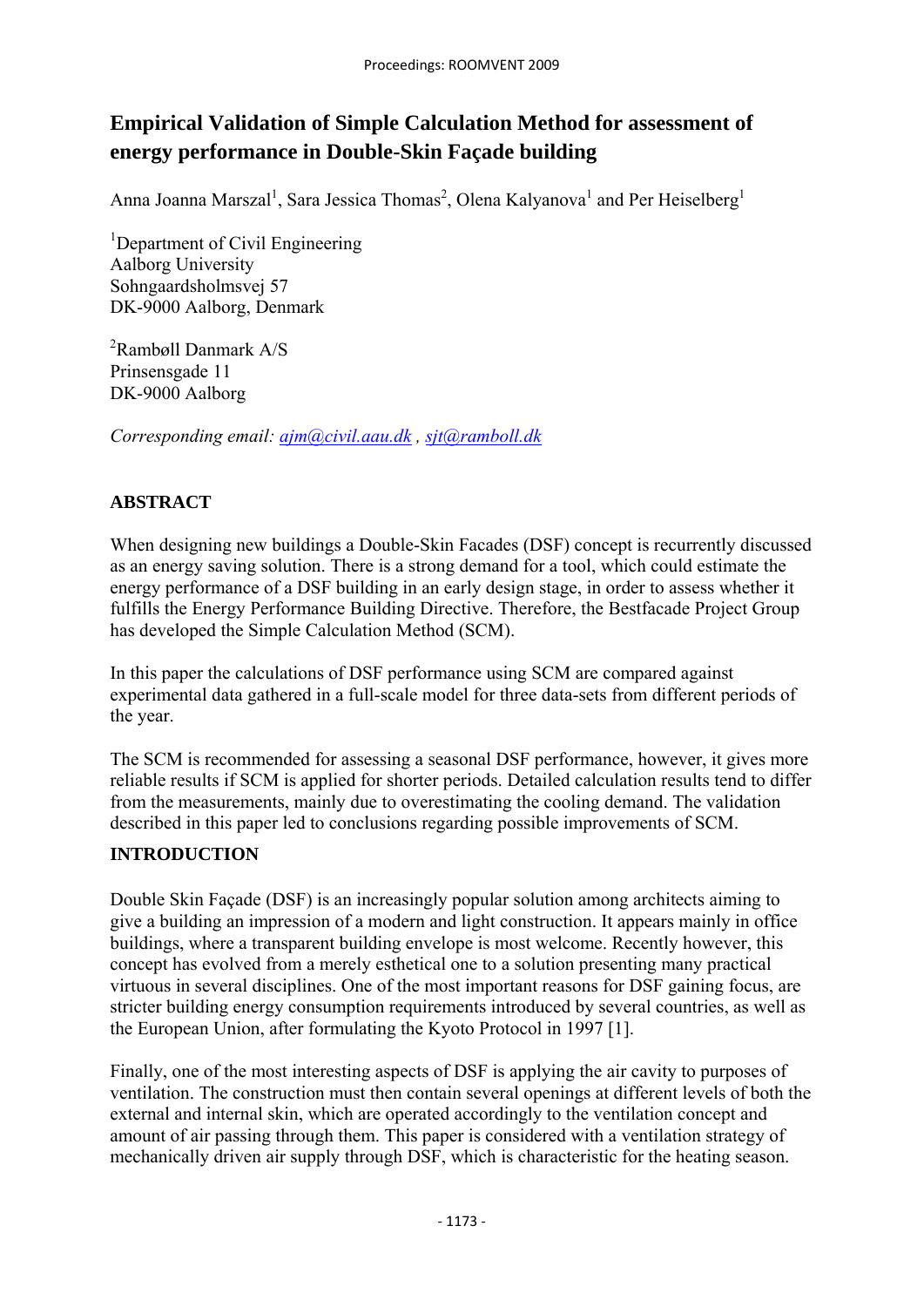# Empirical Validation of Simple Calculation Method for assessment of energy performance in Double-Skin Façade building

Anna Joanna Marszal[1], Sara Jessica Thomas[2], Olena Kalyanova[1] and Per Heiselberg[1]

[1]Department of Civil Engineering
Aalborg University
Sohngaardsholmsvej 57
DK-9000 Aalborg, Denmark

[2]Rambøll Danmark A/S
Prinsensgade 11
DK-9000 Aalborg

*Corresponding email: ajm@civil.aau.dk , sjt@ramboll.dk*

## ABSTRACT

When designing new buildings a Double-Skin Facades (DSF) concept is recurrently discussed as an energy saving solution. There is a strong demand for a tool, which could estimate the energy performance of a DSF building in an early design stage, in order to assess whether it fulfills the Energy Performance Building Directive. Therefore, the Bestfacade Project Group has developed the Simple Calculation Method (SCM).

In this paper the calculations of DSF performance using SCM are compared against experimental data gathered in a full-scale model for three data-sets from different periods of the year.

The SCM is recommended for assessing a seasonal DSF performance, however, it gives more reliable results if SCM is applied for shorter periods. Detailed calculation results tend to differ from the measurements, mainly due to overestimating the cooling demand. The validation described in this paper led to conclusions regarding possible improvements of SCM.

## INTRODUCTION

Double Skin Façade (DSF) is an increasingly popular solution among architects aiming to give a building an impression of a modern and light construction. It appears mainly in office buildings, where a transparent building envelope is most welcome. Recently however, this concept has evolved from a merely esthetical one to a solution presenting many practical virtuous in several disciplines. One of the most important reasons for DSF gaining focus, are stricter building energy consumption requirements introduced by several countries, as well as the European Union, after formulating the Kyoto Protocol in 1997 [1].

Finally, one of the most interesting aspects of DSF is applying the air cavity to purposes of ventilation. The construction must then contain several openings at different levels of both the external and internal skin, which are operated accordingly to the ventilation concept and amount of air passing through them. This paper is considered with a ventilation strategy of mechanically driven air supply through DSF, which is characteristic for the heating season.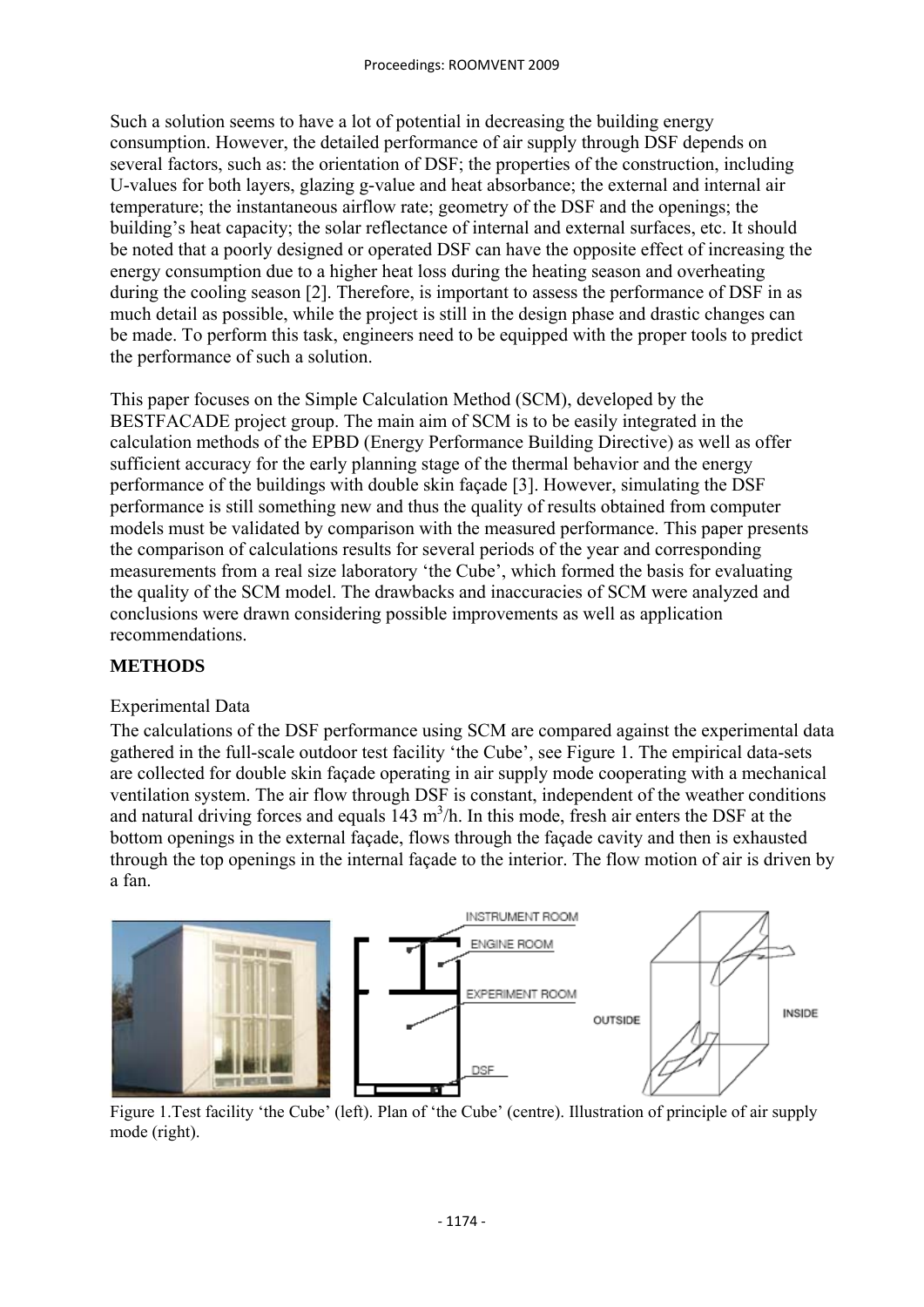Such a solution seems to have a lot of potential in decreasing the building energy consumption. However, the detailed performance of air supply through DSF depends on several factors, such as: the orientation of DSF; the properties of the construction, including U-values for both layers, glazing g-value and heat absorbance; the external and internal air temperature; the instantaneous airflow rate; geometry of the DSF and the openings; the building's heat capacity; the solar reflectance of internal and external surfaces, etc. It should be noted that a poorly designed or operated DSF can have the opposite effect of increasing the energy consumption due to a higher heat loss during the heating season and overheating during the cooling season [2]. Therefore, is important to assess the performance of DSF in as much detail as possible, while the project is still in the design phase and drastic changes can be made. To perform this task, engineers need to be equipped with the proper tools to predict the performance of such a solution.

This paper focuses on the Simple Calculation Method (SCM), developed by the BESTFACADE project group. The main aim of SCM is to be easily integrated in the calculation methods of the EPBD (Energy Performance Building Directive) as well as offer sufficient accuracy for the early planning stage of the thermal behavior and the energy performance of the buildings with double skin façade [3]. However, simulating the DSF performance is still something new and thus the quality of results obtained from computer models must be validated by comparison with the measured performance. This paper presents the comparison of calculations results for several periods of the year and corresponding measurements from a real size laboratory 'the Cube', which formed the basis for evaluating the quality of the SCM model. The drawbacks and inaccuracies of SCM were analyzed and conclusions were drawn considering possible improvements as well as application recommendations.

## METHODS

### Experimental Data

The calculations of the DSF performance using SCM are compared against the experimental data gathered in the full-scale outdoor test facility 'the Cube', see Figure 1. The empirical data-sets are collected for double skin façade operating in air supply mode cooperating with a mechanical ventilation system. The air flow through DSF is constant, independent of the weather conditions and natural driving forces and equals 143 $m^3$/h. In this mode, fresh air enters the DSF at the bottom openings in the external façade, flows through the façade cavity and then is exhausted through the top openings in the internal façade to the interior. The flow motion of air is driven by a fan.

Figure 1.Test facility 'the Cube' (left). Plan of 'the Cube' (centre). Illustration of principle of air supply mode (right).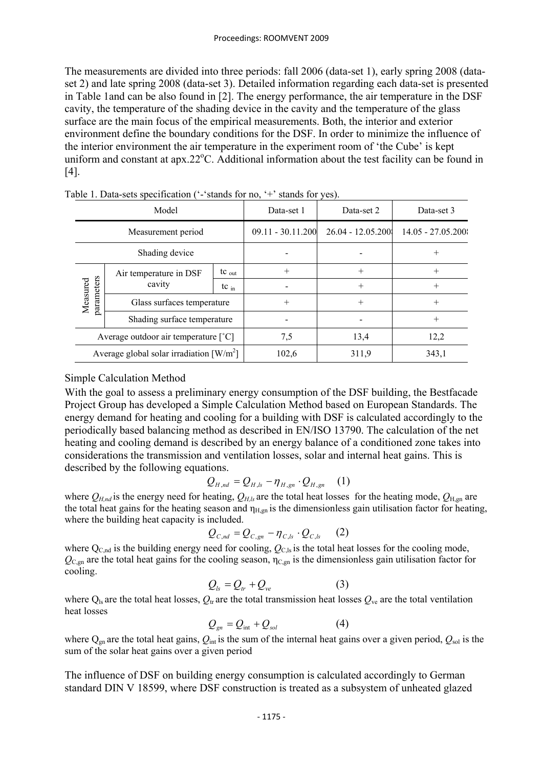The measurements are divided into three periods: fall 2006 (data-set 1), early spring 2008 (data-set 2) and late spring 2008 (data-set 3). Detailed information regarding each data-set is presented in Table 1and can be also found in [2]. The energy performance, the air temperature in the DSF cavity, the temperature of the shading device in the cavity and the temperature of the glass surface are the main focus of the empirical measurements. Both, the interior and exterior environment define the boundary conditions for the DSF. In order to minimize the influence of the interior environment the air temperature in the experiment room of 'the Cube' is kept uniform and constant at apx.22°C. Additional information about the test facility can be found in [4].

Table 1. Data-sets specification ('-'stands for no, '+' stands for yes).

| Model | | | Data-set 1 | Data-set 2 | Data-set 3 |
|---|---|---|---|---|---|
| Measurement period | | | 09.11 - 30.11.200 | 26.04 - 12.05.200 | 14.05 - 27.05.200 |
| Shading device | | | - | - | + |
| Measured parameters | Air temperature in DSF cavity | tc out | + | + | + |
| | | tc in | - | + | + |
| | Glass surfaces temperature | | + | + | + |
| | Shading surface temperature | | - | - | + |
| Average outdoor air temperature [˚C] | | | 7,5 | 13,4 | 12,2 |
| Average global solar irradiation [W/m²] | | | 102,6 | 311,9 | 343,1 |

## Simple Calculation Method

With the goal to assess a preliminary energy consumption of the DSF building, the Bestfacade Project Group has developed a Simple Calculation Method based on European Standards. The energy demand for heating and cooling for a building with DSF is calculated accordingly to the periodically based balancing method as described in EN/ISO 13790. The calculation of the net heating and cooling demand is described by an energy balance of a conditioned zone takes into considerations the transmission and ventilation losses, solar and internal heat gains. This is described by the following equations.

$$Q_{H,nd} = Q_{H,ls} - \eta_{H,gn} \cdot Q_{H,gn} \quad (1)$$

where $Q_{H,nd}$ is the energy need for heating, $Q_{H,ls}$ are the total heat losses for the heating mode, $Q_{H,gn}$ are the total heat gains for the heating season and $\eta_{H,gn}$ is the dimensionless gain utilisation factor for heating, where the building heat capacity is included.

$$Q_{C,nd} = Q_{C,gn} - \eta_{C,ls} \cdot Q_{C,ls} \quad (2)$$

where $Q_{C,nd}$ is the building energy need for cooling, $Q_{C,ls}$ is the total heat losses for the cooling mode, $Q_{C,gn}$ are the total heat gains for the cooling season, $\eta_{C,gn}$ is the dimensionless gain utilisation factor for cooling.

$$Q_{ls} = Q_{tr} + Q_{ve} \quad (3)$$

where $Q_{ls}$ are the total heat losses, $Q_{tr}$ are the total transmission heat losses $Q_{ve}$ are the total ventilation heat losses

$$Q_{gn} = Q_{int} + Q_{sol} \quad (4)$$

where $Q_{gn}$ are the total heat gains, $Q_{int}$ is the sum of the internal heat gains over a given period, $Q_{sol}$ is the sum of the solar heat gains over a given period

The influence of DSF on building energy consumption is calculated accordingly to German standard DIN V 18599, where DSF construction is treated as a subsystem of unheated glazed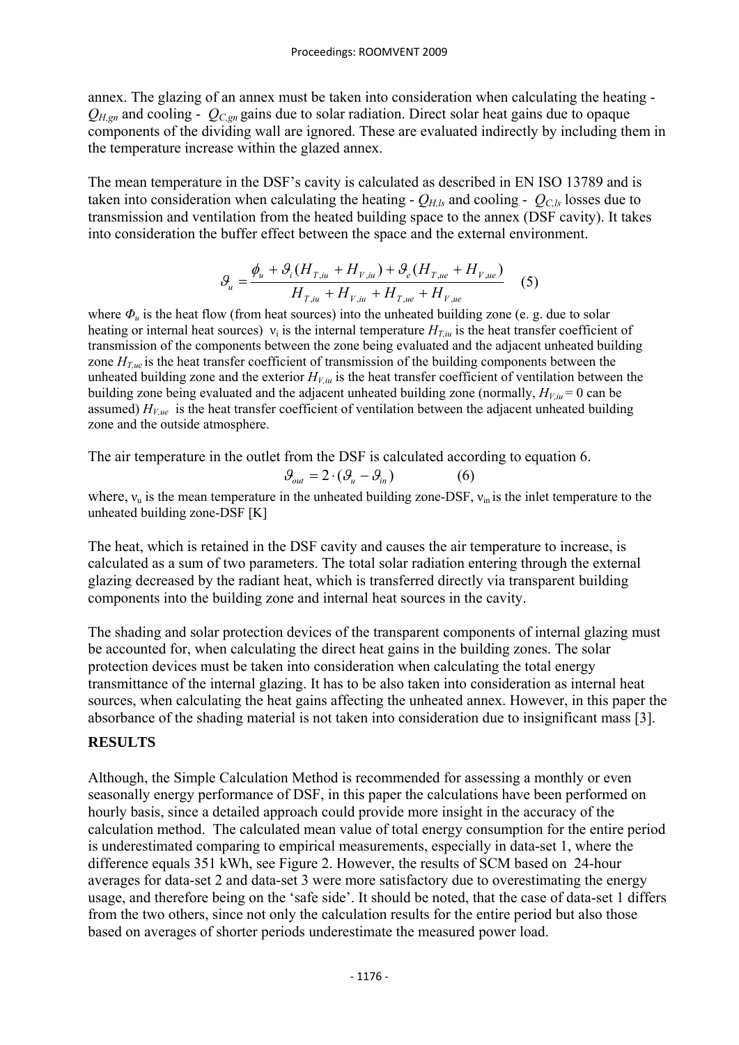annex. The glazing of an annex must be taken into consideration when calculating the heating - $Q_{H,gn}$ and cooling - $Q_{C,gn}$ gains due to solar radiation. Direct solar heat gains due to opaque components of the dividing wall are ignored. These are evaluated indirectly by including them in the temperature increase within the glazed annex.

The mean temperature in the DSF's cavity is calculated as described in EN ISO 13789 and is taken into consideration when calculating the heating - $Q_{H,ls}$ and cooling - $Q_{C,ls}$ losses due to transmission and ventilation from the heated building space to the annex (DSF cavity). It takes into consideration the buffer effect between the space and the external environment.

$$\vartheta_u = \frac{\phi_u + \vartheta_i (H_{T,iu} + H_{V,iu}) + \vartheta_e (H_{T,ue} + H_{V,ue})}{H_{T,iu} + H_{V,iu} + H_{T,ue} + H_{V,ue}} \quad (5)$$

where $\Phi_u$ is the heat flow (from heat sources) into the unheated building zone (e. g. due to solar heating or internal heat sources) $\nu_i$ is the internal temperature $H_{T,iu}$ is the heat transfer coefficient of transmission of the components between the zone being evaluated and the adjacent unheated building zone $H_{T,ue}$ is the heat transfer coefficient of transmission of the building components between the unheated building zone and the exterior $H_{V,iu}$ is the heat transfer coefficient of ventilation between the building zone being evaluated and the adjacent unheated building zone (normally, $H_{V,iu} = 0$ can be assumed) $H_{V,ue}$ is the heat transfer coefficient of ventilation between the adjacent unheated building zone and the outside atmosphere.

The air temperature in the outlet from the DSF is calculated according to equation 6.

$$\vartheta_{out} = 2 \cdot (\vartheta_u - \vartheta_{in}) \quad (6)$$

where, $\nu_u$ is the mean temperature in the unheated building zone-DSF, $\nu_{in}$ is the inlet temperature to the unheated building zone-DSF [K]

The heat, which is retained in the DSF cavity and causes the air temperature to increase, is calculated as a sum of two parameters. The total solar radiation entering through the external glazing decreased by the radiant heat, which is transferred directly via transparent building components into the building zone and internal heat sources in the cavity.

The shading and solar protection devices of the transparent components of internal glazing must be accounted for, when calculating the direct heat gains in the building zones. The solar protection devices must be taken into consideration when calculating the total energy transmittance of the internal glazing. It has to be also taken into consideration as internal heat sources, when calculating the heat gains affecting the unheated annex. However, in this paper the absorbance of the shading material is not taken into consideration due to insignificant mass [3].

## RESULTS

Although, the Simple Calculation Method is recommended for assessing a monthly or even seasonally energy performance of DSF, in this paper the calculations have been performed on hourly basis, since a detailed approach could provide more insight in the accuracy of the calculation method. The calculated mean value of total energy consumption for the entire period is underestimated comparing to empirical measurements, especially in data-set 1, where the difference equals 351 kWh, see Figure 2. However, the results of SCM based on 24-hour averages for data-set 2 and data-set 3 were more satisfactory due to overestimating the energy usage, and therefore being on the 'safe side'. It should be noted, that the case of data-set 1 differs from the two others, since not only the calculation results for the entire period but also those based on averages of shorter periods underestimate the measured power load.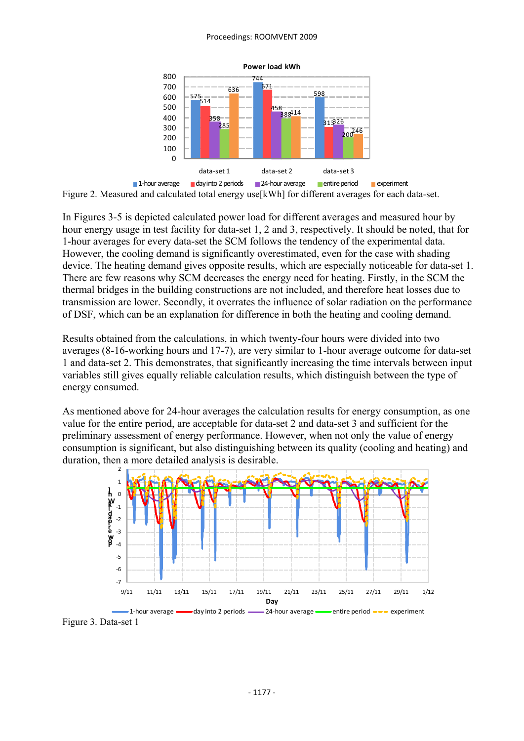Figure 2. Measured and calculated total energy use[kWh] for different averages for each data-set.

In Figures 3-5 is depicted calculated power load for different averages and measured hour by hour energy usage in test facility for data-set 1, 2 and 3, respectively. It should be noted, that for 1-hour averages for every data-set the SCM follows the tendency of the experimental data. However, the cooling demand is significantly overestimated, even for the case with shading device. The heating demand gives opposite results, which are especially noticeable for data-set 1. There are few reasons why SCM decreases the energy need for heating. Firstly, in the SCM the thermal bridges in the building constructions are not included, and therefore heat losses due to transmission are lower. Secondly, it overrates the influence of solar radiation on the performance of DSF, which can be an explanation for difference in both the heating and cooling demand.

Results obtained from the calculations, in which twenty-four hours were divided into two averages (8-16-working hours and 17-7), are very similar to 1-hour average outcome for data-set 1 and data-set 2. This demonstrates, that significantly increasing the time intervals between input variables still gives equally reliable calculation results, which distinguish between the type of energy consumed.

As mentioned above for 24-hour averages the calculation results for energy consumption, as one value for the entire period, are acceptable for data-set 2 and data-set 3 and sufficient for the preliminary assessment of energy performance. However, when not only the value of energy consumption is significant, but also distinguishing between its quality (cooling and heating) and duration, then a more detailed analysis is desirable.

Figure 3. Data-set 1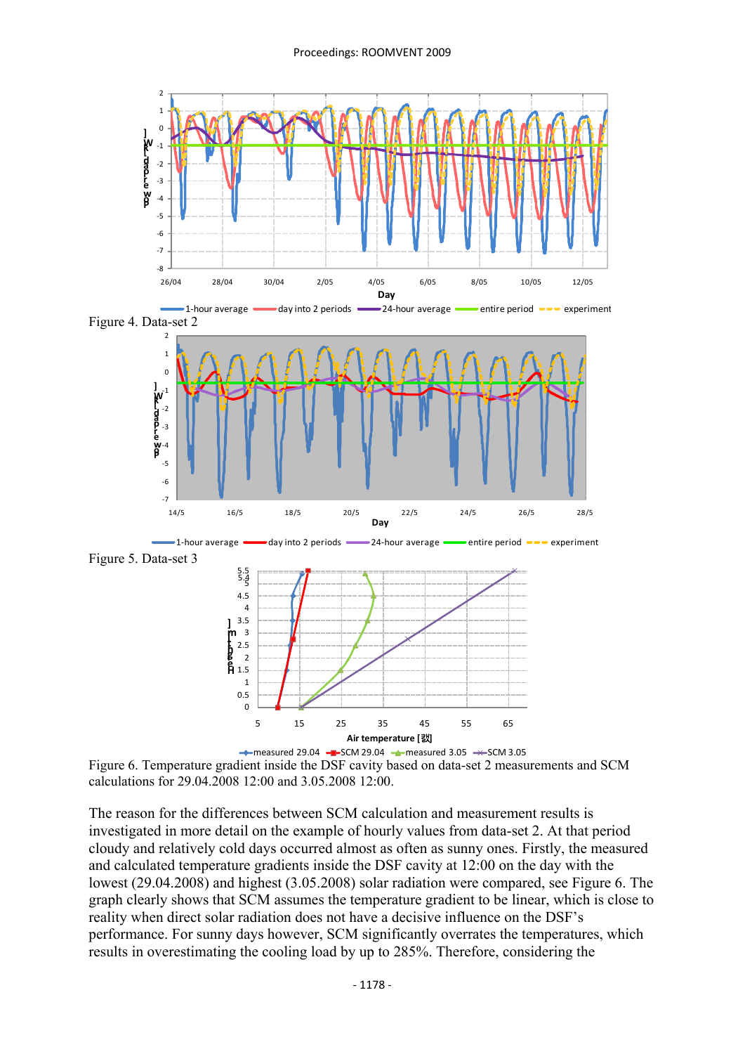Figure 4. Data-set 2

Figure 5. Data-set 3

Figure 6. Temperature gradient inside the DSF cavity based on data-set 2 measurements and SCM calculations for 29.04.2008 12:00 and 3.05.2008 12:00.

The reason for the differences between SCM calculation and measurement results is investigated in more detail on the example of hourly values from data-set 2. At that period cloudy and relatively cold days occurred almost as often as sunny ones. Firstly, the measured and calculated temperature gradients inside the DSF cavity at 12:00 on the day with the lowest (29.04.2008) and highest (3.05.2008) solar radiation were compared, see Figure 6. The graph clearly shows that SCM assumes the temperature gradient to be linear, which is close to reality when direct solar radiation does not have a decisive influence on the DSF's performance. For sunny days however, SCM significantly overrates the temperatures, which results in overestimating the cooling load by up to 285%. Therefore, considering the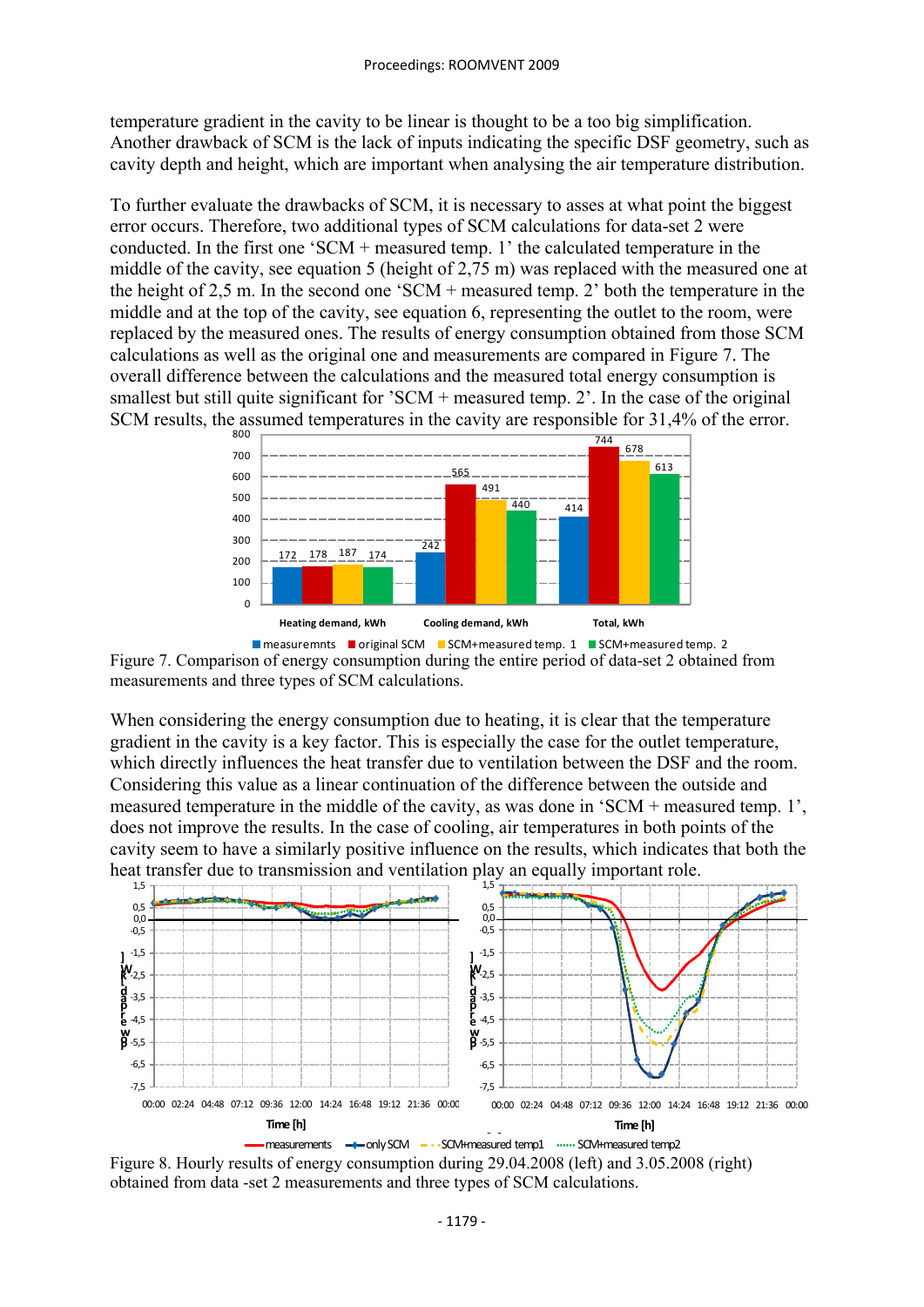temperature gradient in the cavity to be linear is thought to be a too big simplification. Another drawback of SCM is the lack of inputs indicating the specific DSF geometry, such as cavity depth and height, which are important when analysing the air temperature distribution.

To further evaluate the drawbacks of SCM, it is necessary to asses at what point the biggest error occurs. Therefore, two additional types of SCM calculations for data-set 2 were conducted. In the first one 'SCM + measured temp. 1' the calculated temperature in the middle of the cavity, see equation 5 (height of 2,75 m) was replaced with the measured one at the height of 2,5 m. In the second one 'SCM + measured temp. 2' both the temperature in the middle and at the top of the cavity, see equation 6, representing the outlet to the room, were replaced by the measured ones. The results of energy consumption obtained from those SCM calculations as well as the original one and measurements are compared in Figure 7. The overall difference between the calculations and the measured total energy consumption is smallest but still quite significant for 'SCM + measured temp. 2'. In the case of the original SCM results, the assumed temperatures in the cavity are responsible for 31,4% of the error.

| | measuremnts | original SCM | SCM+measured temp. 1 | SCM+measured temp. 2 |
|---|---|---|---|---|
| Heating demand, kWh | 172 | 178 | 187 | 174 |
| Cooling demand, kWh | 242 | 565 | 491 | 440 |
| Total, kWh | 414 | 744 | 678 | 613 |

Figure 7. Comparison of energy consumption during the entire period of data-set 2 obtained from measurements and three types of SCM calculations.

When considering the energy consumption due to heating, it is clear that the temperature gradient in the cavity is a key factor. This is especially the case for the outlet temperature, which directly influences the heat transfer due to ventilation between the DSF and the room. Considering this value as a linear continuation of the difference between the outside and measured temperature in the middle of the cavity, as was done in 'SCM + measured temp. 1', does not improve the results. In the case of cooling, air temperatures in both points of the cavity seem to have a similarly positive influence on the results, which indicates that both the heat transfer due to transmission and ventilation play an equally important role.

Figure 8. Hourly results of energy consumption during 29.04.2008 (left) and 3.05.2008 (right) obtained from data -set 2 measurements and three types of SCM calculations.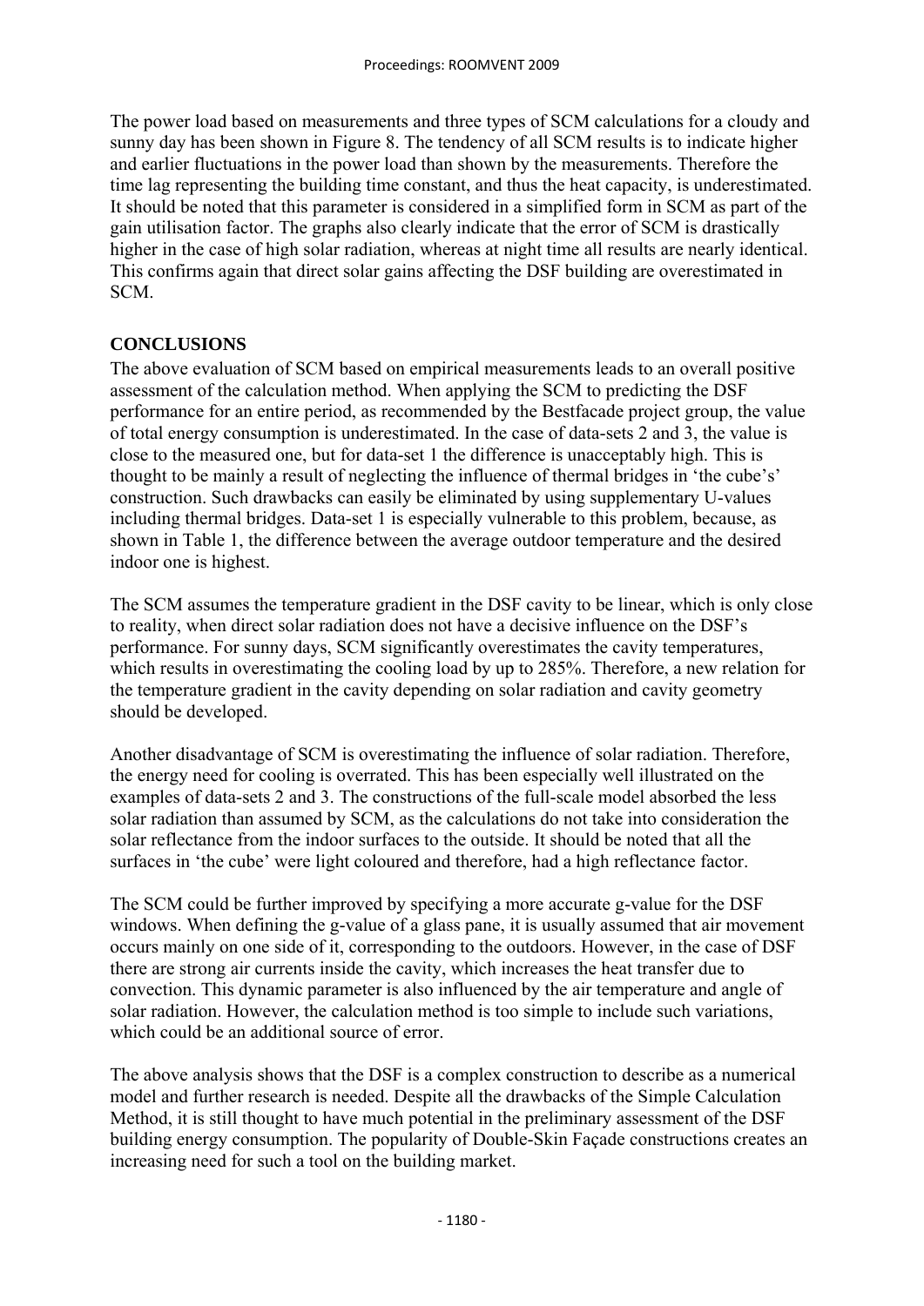The power load based on measurements and three types of SCM calculations for a cloudy and sunny day has been shown in Figure 8. The tendency of all SCM results is to indicate higher and earlier fluctuations in the power load than shown by the measurements. Therefore the time lag representing the building time constant, and thus the heat capacity, is underestimated. It should be noted that this parameter is considered in a simplified form in SCM as part of the gain utilisation factor. The graphs also clearly indicate that the error of SCM is drastically higher in the case of high solar radiation, whereas at night time all results are nearly identical. This confirms again that direct solar gains affecting the DSF building are overestimated in SCM.

## CONCLUSIONS

The above evaluation of SCM based on empirical measurements leads to an overall positive assessment of the calculation method. When applying the SCM to predicting the DSF performance for an entire period, as recommended by the Bestfacade project group, the value of total energy consumption is underestimated. In the case of data-sets 2 and 3, the value is close to the measured one, but for data-set 1 the difference is unacceptably high. This is thought to be mainly a result of neglecting the influence of thermal bridges in 'the cube's' construction. Such drawbacks can easily be eliminated by using supplementary U-values including thermal bridges. Data-set 1 is especially vulnerable to this problem, because, as shown in Table 1, the difference between the average outdoor temperature and the desired indoor one is highest.

The SCM assumes the temperature gradient in the DSF cavity to be linear, which is only close to reality, when direct solar radiation does not have a decisive influence on the DSF's performance. For sunny days, SCM significantly overestimates the cavity temperatures, which results in overestimating the cooling load by up to 285%. Therefore, a new relation for the temperature gradient in the cavity depending on solar radiation and cavity geometry should be developed.

Another disadvantage of SCM is overestimating the influence of solar radiation. Therefore, the energy need for cooling is overrated. This has been especially well illustrated on the examples of data-sets 2 and 3. The constructions of the full-scale model absorbed the less solar radiation than assumed by SCM, as the calculations do not take into consideration the solar reflectance from the indoor surfaces to the outside. It should be noted that all the surfaces in 'the cube' were light coloured and therefore, had a high reflectance factor.

The SCM could be further improved by specifying a more accurate g-value for the DSF windows. When defining the g-value of a glass pane, it is usually assumed that air movement occurs mainly on one side of it, corresponding to the outdoors. However, in the case of DSF there are strong air currents inside the cavity, which increases the heat transfer due to convection. This dynamic parameter is also influenced by the air temperature and angle of solar radiation. However, the calculation method is too simple to include such variations, which could be an additional source of error.

The above analysis shows that the DSF is a complex construction to describe as a numerical model and further research is needed. Despite all the drawbacks of the Simple Calculation Method, it is still thought to have much potential in the preliminary assessment of the DSF building energy consumption. The popularity of Double-Skin Façade constructions creates an increasing need for such a tool on the building market.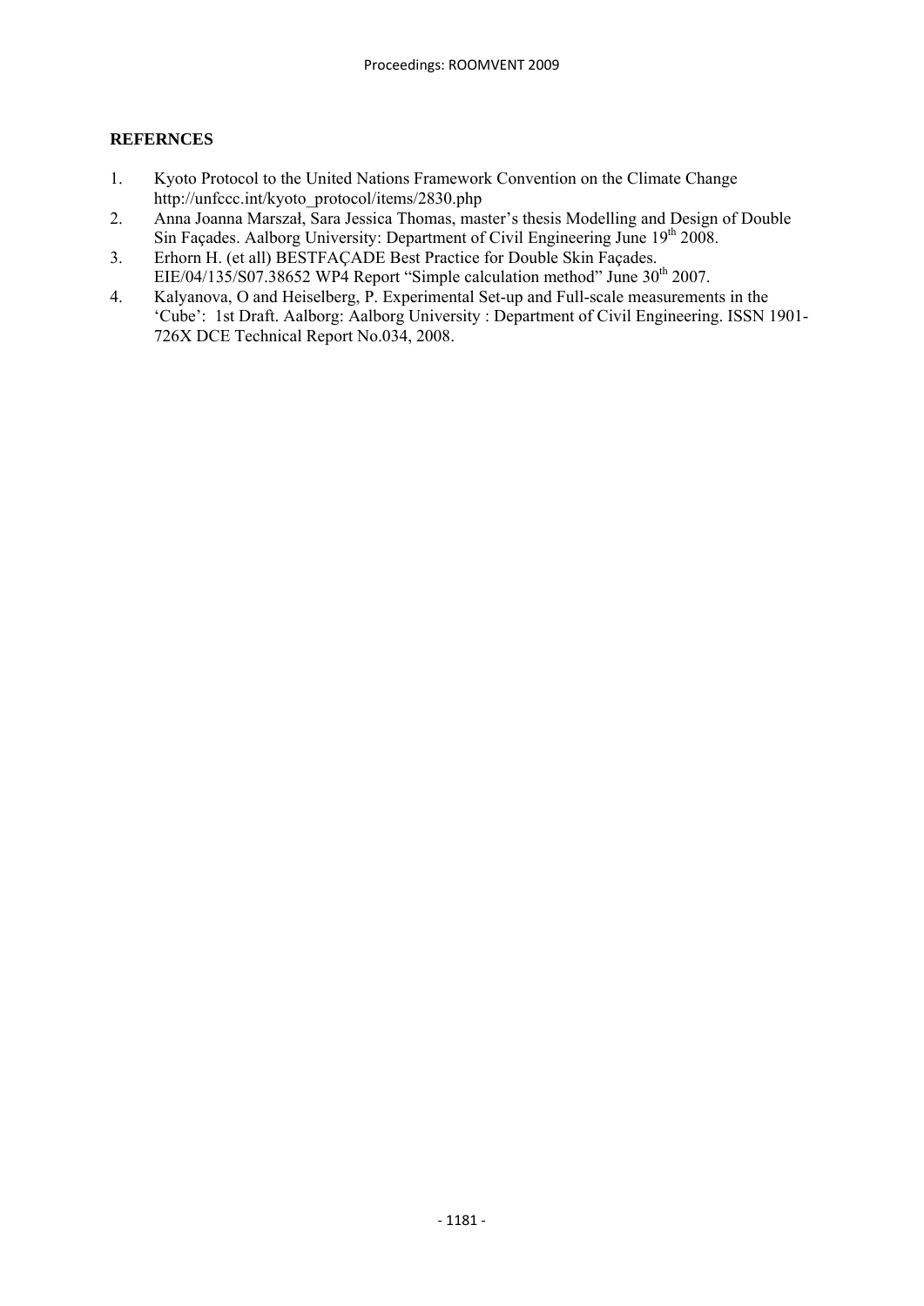**REFERNCES**

1. Kyoto Protocol to the United Nations Framework Convention on the Climate Change http://unfccc.int/kyoto_protocol/items/2830.php
2. Anna Joanna Marszał, Sara Jessica Thomas, master's thesis Modelling and Design of Double Sin Façades. Aalborg University: Department of Civil Engineering June 19th 2008.
3. Erhorn H. (et all) BESTFAÇADE Best Practice for Double Skin Façades. EIE/04/135/S07.38652 WP4 Report "Simple calculation method" June 30th 2007.
4. Kalyanova, O and Heiselberg, P. Experimental Set-up and Full-scale measurements in the 'Cube': 1st Draft. Aalborg: Aalborg University : Department of Civil Engineering. ISSN 1901-726X DCE Technical Report No.034, 2008.